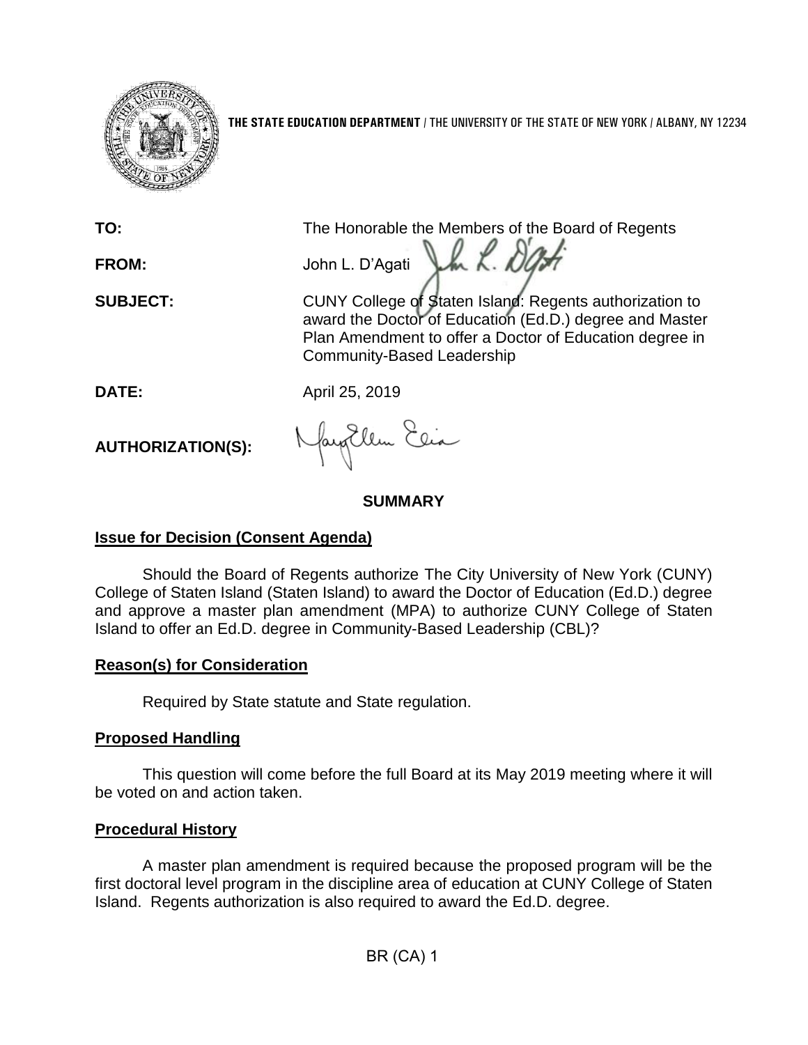**THE STATE EDUCATION DEPARTMENT** / THE UNIVERSITY OF THE STATE OF NEW YORK / ALBANY, NY 12234

**TO:** The Honorable the Members of the Board of Regents

**FROM:** John L. D'Agati

**SUBJECT:** CUNY College of Staten Island: Regents authorization to award the Doctor of Education (Ed.D.) degree and Master Plan Amendment to offer a Doctor of Education degree in Community-Based Leadership

**DATE:** April 25, 2019

**AUTHORIZATION(S):**

## SUMMARY

### Issue for Decision (Consent Agenda)

Should the Board of Regents authorize The City University of New York (CUNY) College of Staten Island (Staten Island) to award the Doctor of Education (Ed.D.) degree and approve a master plan amendment (MPA) to authorize CUNY College of Staten Island to offer an Ed.D. degree in Community-Based Leadership (CBL)?

### Reason(s) for Consideration

Required by State statute and State regulation.

### Proposed Handling

This question will come before the full Board at its May 2019 meeting where it will be voted on and action taken.

### Procedural History

A master plan amendment is required because the proposed program will be the first doctoral level program in the discipline area of education at CUNY College of Staten Island. Regents authorization is also required to award the Ed.D. degree.

BR (CA) 1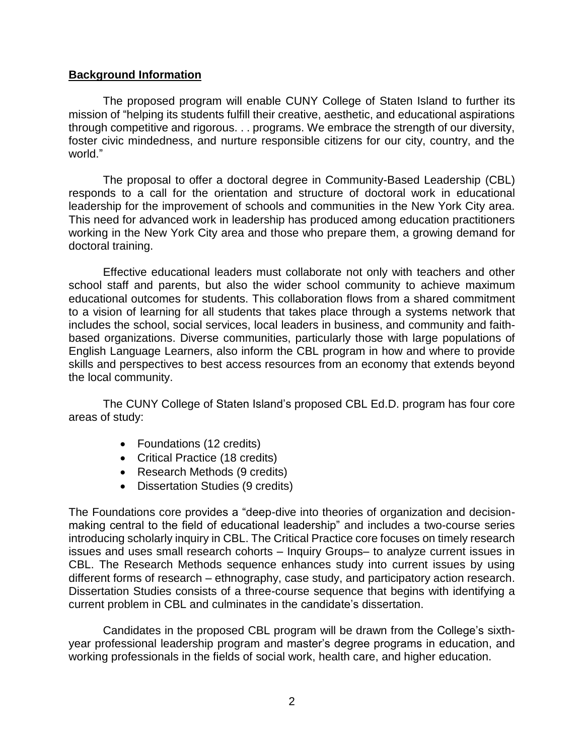## **Background Information**

The proposed program will enable CUNY College of Staten Island to further its mission of "helping its students fulfill their creative, aesthetic, and educational aspirations through competitive and rigorous. . . programs. We embrace the strength of our diversity, foster civic mindedness, and nurture responsible citizens for our city, country, and the world."

The proposal to offer a doctoral degree in Community-Based Leadership (CBL) responds to a call for the orientation and structure of doctoral work in educational leadership for the improvement of schools and communities in the New York City area. This need for advanced work in leadership has produced among education practitioners working in the New York City area and those who prepare them, a growing demand for doctoral training.

Effective educational leaders must collaborate not only with teachers and other school staff and parents, but also the wider school community to achieve maximum educational outcomes for students. This collaboration flows from a shared commitment to a vision of learning for all students that takes place through a systems network that includes the school, social services, local leaders in business, and community and faith-based organizations. Diverse communities, particularly those with large populations of English Language Learners, also inform the CBL program in how and where to provide skills and perspectives to best access resources from an economy that extends beyond the local community.

The CUNY College of Staten Island's proposed CBL Ed.D. program has four core areas of study:

- Foundations (12 credits)
- Critical Practice (18 credits)
- Research Methods (9 credits)
- Dissertation Studies (9 credits)

The Foundations core provides a "deep-dive into theories of organization and decision-making central to the field of educational leadership" and includes a two-course series introducing scholarly inquiry in CBL. The Critical Practice core focuses on timely research issues and uses small research cohorts – Inquiry Groups– to analyze current issues in CBL. The Research Methods sequence enhances study into current issues by using different forms of research – ethnography, case study, and participatory action research. Dissertation Studies consists of a three-course sequence that begins with identifying a current problem in CBL and culminates in the candidate's dissertation.

Candidates in the proposed CBL program will be drawn from the College's sixth-year professional leadership program and master's degree programs in education, and working professionals in the fields of social work, health care, and higher education.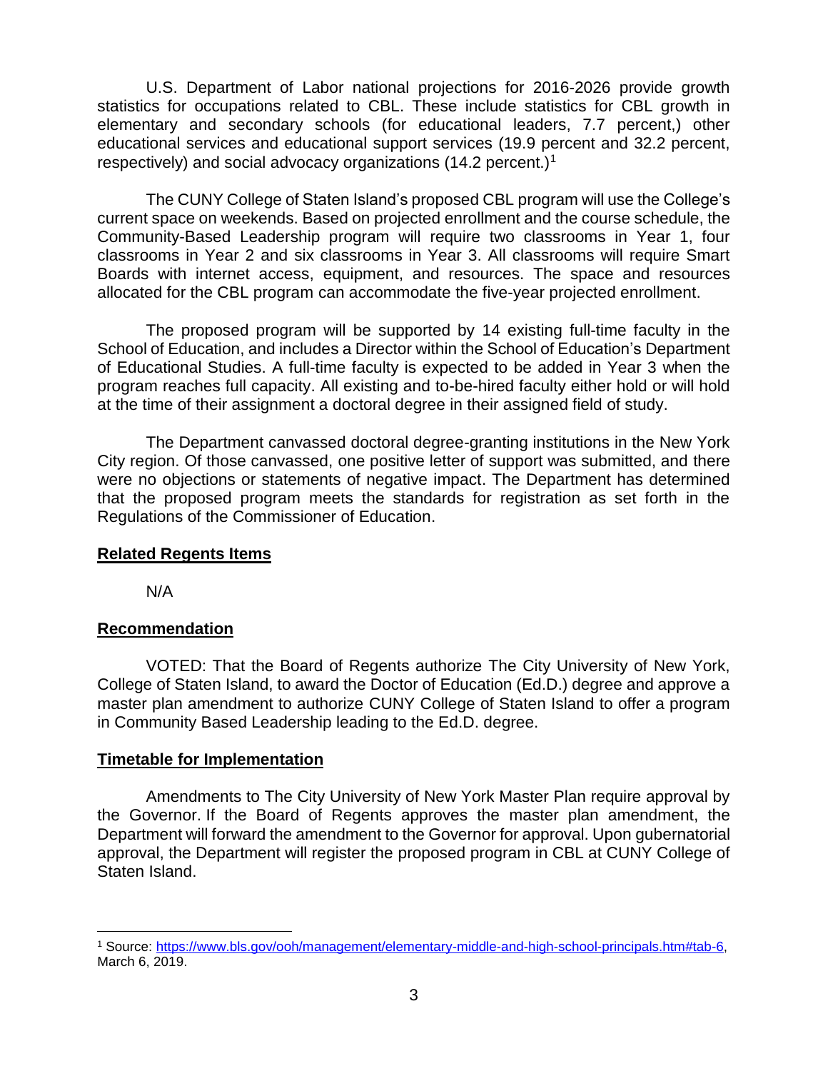U.S. Department of Labor national projections for 2016-2026 provide growth statistics for occupations related to CBL. These include statistics for CBL growth in elementary and secondary schools (for educational leaders, 7.7 percent,) other educational services and educational support services (19.9 percent and 32.2 percent, respectively) and social advocacy organizations (14.2 percent.)[1]

The CUNY College of Staten Island's proposed CBL program will use the College's current space on weekends. Based on projected enrollment and the course schedule, the Community-Based Leadership program will require two classrooms in Year 1, four classrooms in Year 2 and six classrooms in Year 3. All classrooms will require Smart Boards with internet access, equipment, and resources. The space and resources allocated for the CBL program can accommodate the five-year projected enrollment.

The proposed program will be supported by 14 existing full-time faculty in the School of Education, and includes a Director within the School of Education's Department of Educational Studies. A full-time faculty is expected to be added in Year 3 when the program reaches full capacity. All existing and to-be-hired faculty either hold or will hold at the time of their assignment a doctoral degree in their assigned field of study.

The Department canvassed doctoral degree-granting institutions in the New York City region. Of those canvassed, one positive letter of support was submitted, and there were no objections or statements of negative impact. The Department has determined that the proposed program meets the standards for registration as set forth in the Regulations of the Commissioner of Education.

**Related Regents Items**

N/A

**Recommendation**

VOTED: That the Board of Regents authorize The City University of New York, College of Staten Island, to award the Doctor of Education (Ed.D.) degree and approve a master plan amendment to authorize CUNY College of Staten Island to offer a program in Community Based Leadership leading to the Ed.D. degree.

**Timetable for Implementation**

Amendments to The City University of New York Master Plan require approval by the Governor. If the Board of Regents approves the master plan amendment, the Department will forward the amendment to the Governor for approval. Upon gubernatorial approval, the Department will register the proposed program in CBL at CUNY College of Staten Island.

---

[1] Source: https://www.bls.gov/ooh/management/elementary-middle-and-high-school-principals.htm#tab-6, March 6, 2019.